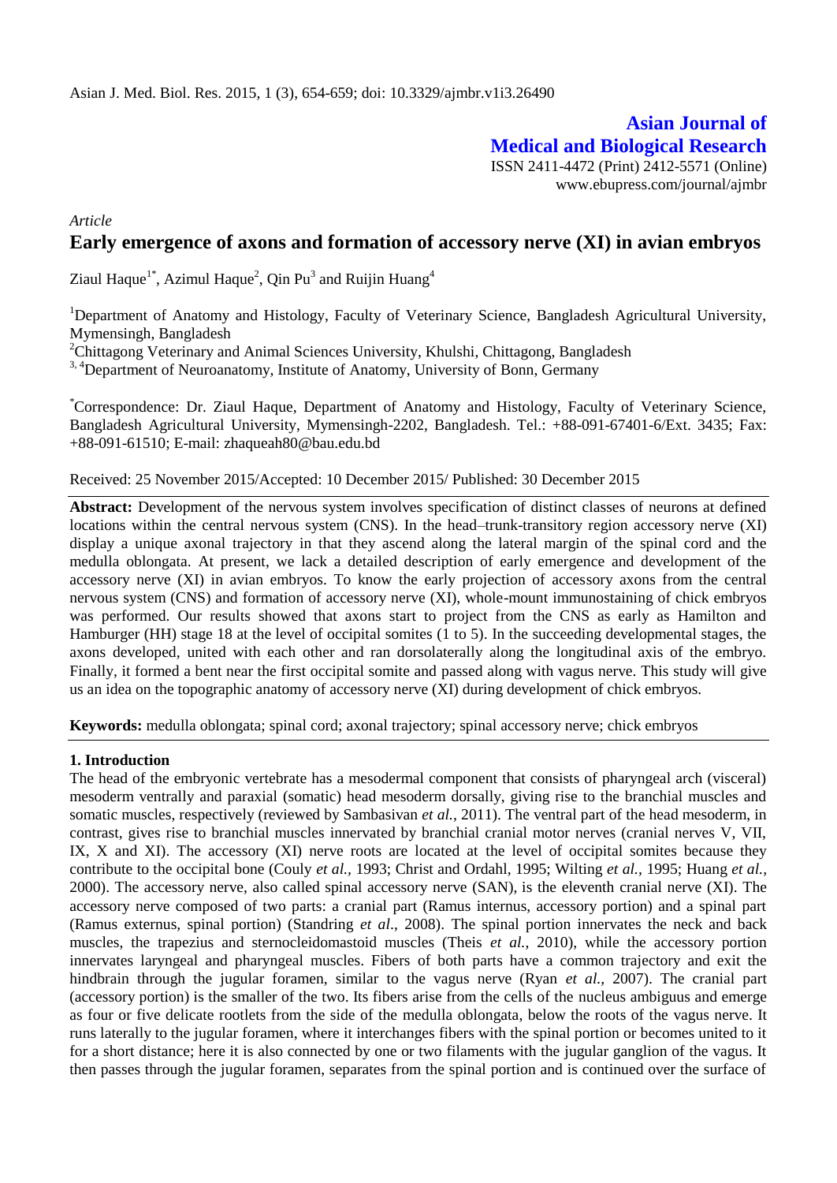**Asian Journal of Medical and Biological Research**

ISSN 2411-4472 (Print) 2412-5571 (Online)
www.ebupress.com/journal/ajmbr

*Article*

# Early emergence of axons and formation of accessory nerve (XI) in avian embryos

Ziaul Haque[1*], Azimul Haque[2], Qin Pu[3] and Ruijin Huang[4]

[1]Department of Anatomy and Histology, Faculty of Veterinary Science, Bangladesh Agricultural University, Mymensingh, Bangladesh

[2]Chittagong Veterinary and Animal Sciences University, Khulshi, Chittagong, Bangladesh

[3, 4]Department of Neuroanatomy, Institute of Anatomy, University of Bonn, Germany

[*]Correspondence: Dr. Ziaul Haque, Department of Anatomy and Histology, Faculty of Veterinary Science, Bangladesh Agricultural University, Mymensingh-2202, Bangladesh. Tel.: +88-091-67401-6/Ext. 3435; Fax: +88-091-61510; E-mail: zhaqueah80@bau.edu.bd

Received: 25 November 2015/Accepted: 10 December 2015/ Published: 30 December 2015

**Abstract:** Development of the nervous system involves specification of distinct classes of neurons at defined locations within the central nervous system (CNS). In the head–trunk-transitory region accessory nerve (XI) display a unique axonal trajectory in that they ascend along the lateral margin of the spinal cord and the medulla oblongata. At present, we lack a detailed description of early emergence and development of the accessory nerve (XI) in avian embryos. To know the early projection of accessory axons from the central nervous system (CNS) and formation of accessory nerve (XI), whole-mount immunostaining of chick embryos was performed. Our results showed that axons start to project from the CNS as early as Hamilton and Hamburger (HH) stage 18 at the level of occipital somites (1 to 5). In the succeeding developmental stages, the axons developed, united with each other and ran dorsolaterally along the longitudinal axis of the embryo. Finally, it formed a bent near the first occipital somite and passed along with vagus nerve. This study will give us an idea on the topographic anatomy of accessory nerve (XI) during development of chick embryos.

**Keywords:** medulla oblongata; spinal cord; axonal trajectory; spinal accessory nerve; chick embryos

## 1. Introduction

The head of the embryonic vertebrate has a mesodermal component that consists of pharyngeal arch (visceral) mesoderm ventrally and paraxial (somatic) head mesoderm dorsally, giving rise to the branchial muscles and somatic muscles, respectively (reviewed by Sambasivan *et al.,* 2011). The ventral part of the head mesoderm, in contrast, gives rise to branchial muscles innervated by branchial cranial motor nerves (cranial nerves V, VII, IX, X and XI). The accessory (XI) nerve roots are located at the level of occipital somites because they contribute to the occipital bone (Couly *et al.,* 1993; Christ and Ordahl, 1995; Wilting *et al.,* 1995; Huang *et al.,* 2000). The accessory nerve, also called spinal accessory nerve (SAN), is the eleventh cranial nerve (XI). The accessory nerve composed of two parts: a cranial part (Ramus internus, accessory portion) and a spinal part (Ramus externus, spinal portion) (Standring *et al*., 2008). The spinal portion innervates the neck and back muscles, the trapezius and sternocleidomastoid muscles (Theis *et al.,* 2010), while the accessory portion innervates laryngeal and pharyngeal muscles. Fibers of both parts have a common trajectory and exit the hindbrain through the jugular foramen, similar to the vagus nerve (Ryan *et al.,* 2007). The cranial part (accessory portion) is the smaller of the two. Its fibers arise from the cells of the nucleus ambiguus and emerge as four or five delicate rootlets from the side of the medulla oblongata, below the roots of the vagus nerve. It runs laterally to the jugular foramen, where it interchanges fibers with the spinal portion or becomes united to it for a short distance; here it is also connected by one or two filaments with the jugular ganglion of the vagus. It then passes through the jugular foramen, separates from the spinal portion and is continued over the surface of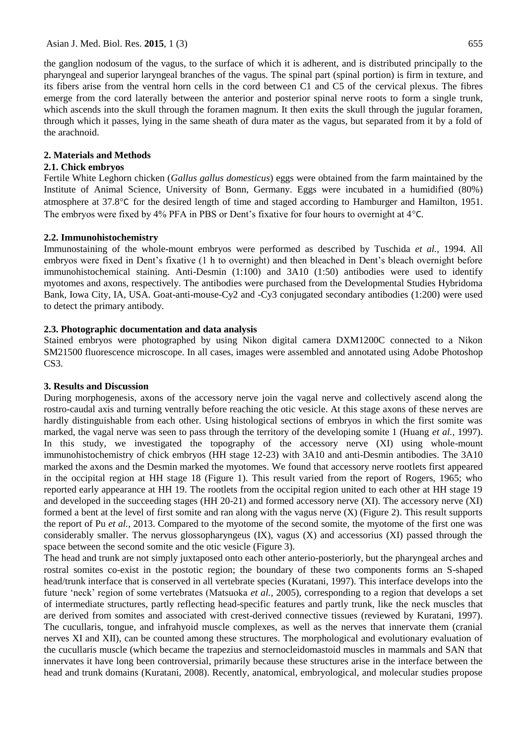the ganglion nodosum of the vagus, to the surface of which it is adherent, and is distributed principally to the pharyngeal and superior laryngeal branches of the vagus. The spinal part (spinal portion) is firm in texture, and its fibers arise from the ventral horn cells in the cord between C1 and C5 of the cervical plexus. The fibres emerge from the cord laterally between the anterior and posterior spinal nerve roots to form a single trunk, which ascends into the skull through the foramen magnum. It then exits the skull through the jugular foramen, through which it passes, lying in the same sheath of dura mater as the vagus, but separated from it by a fold of the arachnoid.

## 2. Materials and Methods

### 2.1. Chick embryos

Fertile White Leghorn chicken (*Gallus gallus domesticus*) eggs were obtained from the farm maintained by the Institute of Animal Science, University of Bonn, Germany. Eggs were incubated in a humidified (80%) atmosphere at 37.8°C for the desired length of time and staged according to Hamburger and Hamilton, 1951. The embryos were fixed by 4% PFA in PBS or Dent's fixative for four hours to overnight at 4°C.

### 2.2. Immunohistochemistry

Immunostaining of the whole-mount embryos were performed as described by Tuschida *et al.,* 1994. All embryos were fixed in Dent's fixative (1 h to overnight) and then bleached in Dent's bleach overnight before immunohistochemical staining. Anti-Desmin (1:100) and 3A10 (1:50) antibodies were used to identify myotomes and axons, respectively. The antibodies were purchased from the Developmental Studies Hybridoma Bank, Iowa City, IA, USA. Goat-anti-mouse-Cy2 and -Cy3 conjugated secondary antibodies (1:200) were used to detect the primary antibody.

### 2.3. Photographic documentation and data analysis

Stained embryos were photographed by using Nikon digital camera DXM1200C connected to a Nikon SM21500 fluorescence microscope. In all cases, images were assembled and annotated using Adobe Photoshop CS3.

## 3. Results and Discussion

During morphogenesis, axons of the accessory nerve join the vagal nerve and collectively ascend along the rostro-caudal axis and turning ventrally before reaching the otic vesicle. At this stage axons of these nerves are hardly distinguishable from each other. Using histological sections of embryos in which the first somite was marked, the vagal nerve was seen to pass through the territory of the developing somite 1 (Huang *et al.,* 1997). In this study, we investigated the topography of the accessory nerve (XI) using whole-mount immunohistochemistry of chick embryos (HH stage 12-23) with 3A10 and anti-Desmin antibodies. The 3A10 marked the axons and the Desmin marked the myotomes. We found that accessory nerve rootlets first appeared in the occipital region at HH stage 18 (Figure 1). This result varied from the report of Rogers, 1965; who reported early appearance at HH 19. The rootlets from the occipital region united to each other at HH stage 19 and developed in the succeeding stages (HH 20-21) and formed accessory nerve (XI). The accessory nerve (XI) formed a bent at the level of first somite and ran along with the vagus nerve (X) (Figure 2). This result supports the report of Pu *et al.,* 2013. Compared to the myotome of the second somite, the myotome of the first one was considerably smaller. The nervus glossopharyngeus (IX), vagus (X) and accessorius (XI) passed through the space between the second somite and the otic vesicle (Figure 3).

The head and trunk are not simply juxtaposed onto each other anterio-posteriorly, but the pharyngeal arches and rostral somites co-exist in the postotic region; the boundary of these two components forms an S-shaped head/trunk interface that is conserved in all vertebrate species (Kuratani, 1997). This interface develops into the future 'neck' region of some vertebrates (Matsuoka *et al.,* 2005), corresponding to a region that develops a set of intermediate structures, partly reflecting head-specific features and partly trunk, like the neck muscles that are derived from somites and associated with crest-derived connective tissues (reviewed by Kuratani, 1997). The cucullaris, tongue, and infrahyoid muscle complexes, as well as the nerves that innervate them (cranial nerves XI and XII), can be counted among these structures. The morphological and evolutionary evaluation of the cucullaris muscle (which became the trapezius and sternocleidomastoid muscles in mammals and SAN that innervates it have long been controversial, primarily because these structures arise in the interface between the head and trunk domains (Kuratani, 2008). Recently, anatomical, embryological, and molecular studies propose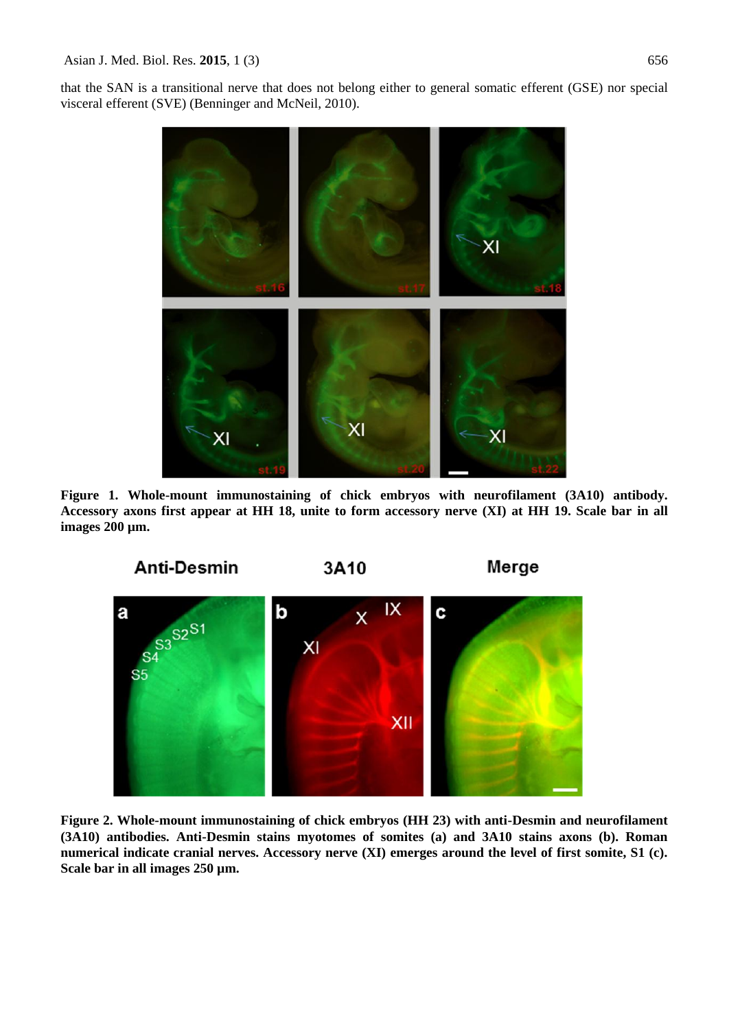that the SAN is a transitional nerve that does not belong either to general somatic efferent (GSE) nor special visceral efferent (SVE) (Benninger and McNeil, 2010).

**Figure 1. Whole-mount immunostaining of chick embryos with neurofilament (3A10) antibody. Accessory axons first appear at HH 18, unite to form accessory nerve (XI) at HH 19. Scale bar in all images 200 µm.**

**Figure 2. Whole-mount immunostaining of chick embryos (HH 23) with anti-Desmin and neurofilament (3A10) antibodies. Anti-Desmin stains myotomes of somites (a) and 3A10 stains axons (b). Roman numerical indicate cranial nerves. Accessory nerve (XI) emerges around the level of first somite, S1 (c). Scale bar in all images 250 µm.**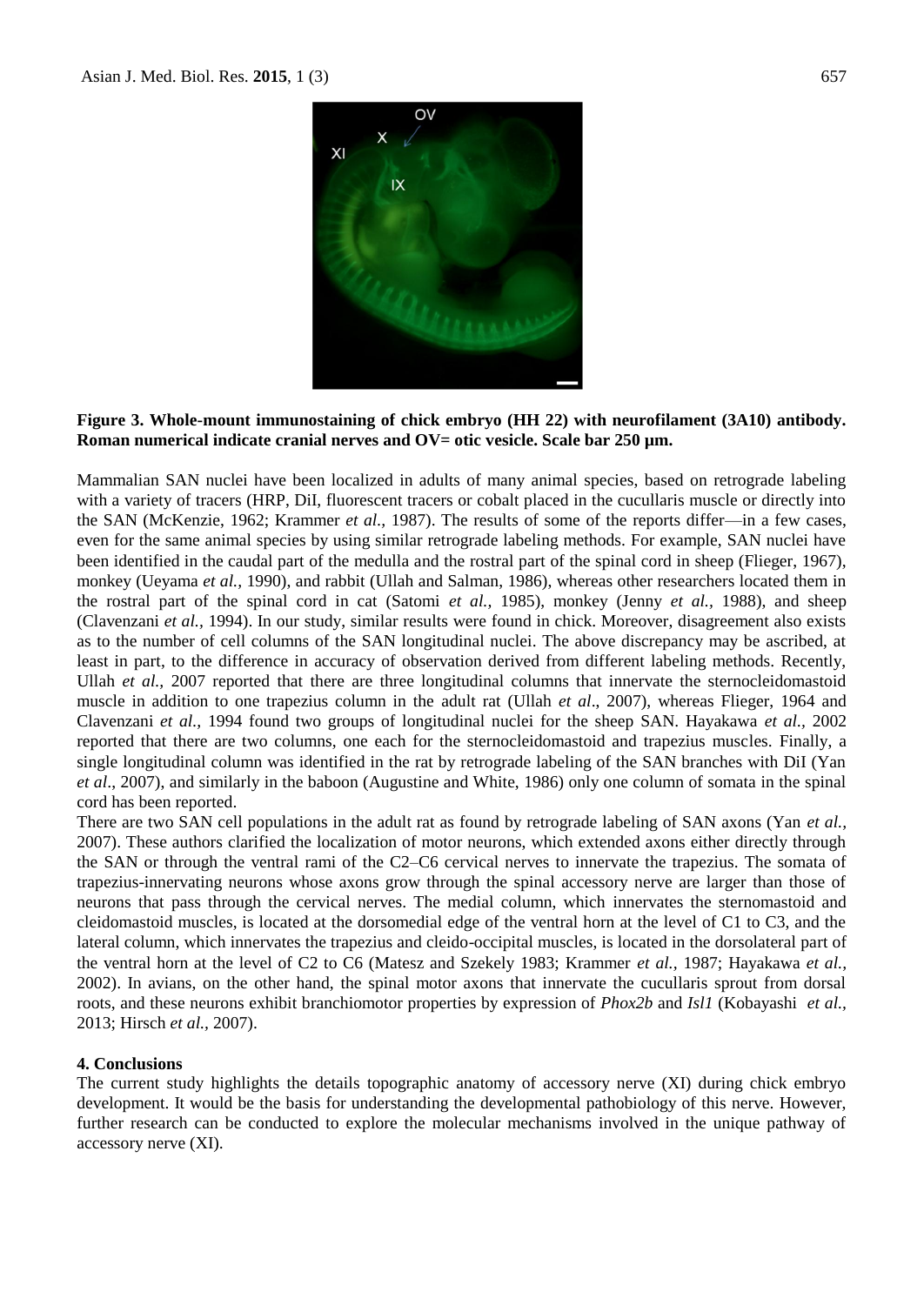**Figure 3. Whole-mount immunostaining of chick embryo (HH 22) with neurofilament (3A10) antibody. Roman numerical indicate cranial nerves and OV= otic vesicle. Scale bar 250 µm.**

Mammalian SAN nuclei have been localized in adults of many animal species, based on retrograde labeling with a variety of tracers (HRP, DiI, fluorescent tracers or cobalt placed in the cucullaris muscle or directly into the SAN (McKenzie, 1962; Krammer *et al.,* 1987). The results of some of the reports differ—in a few cases, even for the same animal species by using similar retrograde labeling methods. For example, SAN nuclei have been identified in the caudal part of the medulla and the rostral part of the spinal cord in sheep (Flieger, 1967), monkey (Ueyama *et al.*, 1990), and rabbit (Ullah and Salman, 1986), whereas other researchers located them in the rostral part of the spinal cord in cat (Satomi *et al.,* 1985), monkey (Jenny *et al.,* 1988), and sheep (Clavenzani *et al.,* 1994). In our study, similar results were found in chick. Moreover, disagreement also exists as to the number of cell columns of the SAN longitudinal nuclei. The above discrepancy may be ascribed, at least in part, to the difference in accuracy of observation derived from different labeling methods. Recently, Ullah *et al.,* 2007 reported that there are three longitudinal columns that innervate the sternocleidomastoid muscle in addition to one trapezius column in the adult rat (Ullah *et al*., 2007), whereas Flieger, 1964 and Clavenzani *et al.*, 1994 found two groups of longitudinal nuclei for the sheep SAN. Hayakawa *et al.,* 2002 reported that there are two columns, one each for the sternocleidomastoid and trapezius muscles. Finally, a single longitudinal column was identified in the rat by retrograde labeling of the SAN branches with DiI (Yan *et al*., 2007), and similarly in the baboon (Augustine and White, 1986) only one column of somata in the spinal cord has been reported.

There are two SAN cell populations in the adult rat as found by retrograde labeling of SAN axons (Yan *et al.*, 2007). These authors clarified the localization of motor neurons, which extended axons either directly through the SAN or through the ventral rami of the C2–C6 cervical nerves to innervate the trapezius. The somata of trapezius-innervating neurons whose axons grow through the spinal accessory nerve are larger than those of neurons that pass through the cervical nerves. The medial column, which innervates the sternomastoid and cleidomastoid muscles, is located at the dorsomedial edge of the ventral horn at the level of C1 to C3, and the lateral column, which innervates the trapezius and cleido-occipital muscles, is located in the dorsolateral part of the ventral horn at the level of C2 to C6 (Matesz and Szekely 1983; Krammer *et al.,* 1987; Hayakawa *et al.,* 2002). In avians, on the other hand, the spinal motor axons that innervate the cucullaris sprout from dorsal roots, and these neurons exhibit branchiomotor properties by expression of *Phox2b* and *Isl1* (Kobayashi *et al.,* 2013; Hirsch *et al.,* 2007).

## 4. Conclusions

The current study highlights the details topographic anatomy of accessory nerve (XI) during chick embryo development. It would be the basis for understanding the developmental pathobiology of this nerve. However, further research can be conducted to explore the molecular mechanisms involved in the unique pathway of accessory nerve (XI).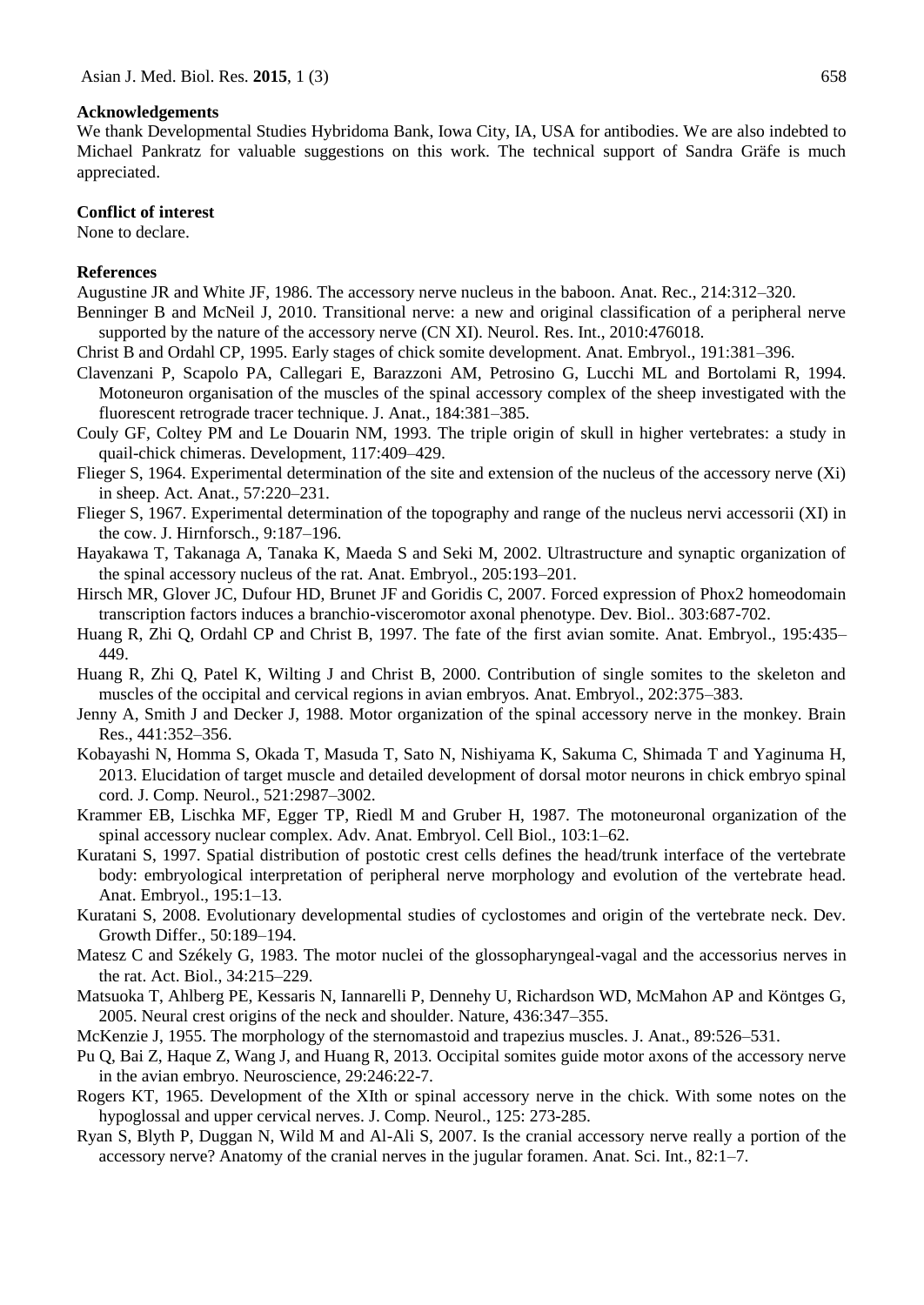## Acknowledgements

We thank Developmental Studies Hybridoma Bank, Iowa City, IA, USA for antibodies. We are also indebted to Michael Pankratz for valuable suggestions on this work. The technical support of Sandra Gräfe is much appreciated.

## Conflict of interest

None to declare.

## References

Augustine JR and White JF, 1986. The accessory nerve nucleus in the baboon. Anat. Rec., 214:312–320.

Benninger B and McNeil J, 2010. Transitional nerve: a new and original classification of a peripheral nerve supported by the nature of the accessory nerve (CN XI). Neurol. Res. Int., 2010:476018.

Christ B and Ordahl CP, 1995. Early stages of chick somite development. Anat. Embryol., 191:381–396.

Clavenzani P, Scapolo PA, Callegari E, Barazzoni AM, Petrosino G, Lucchi ML and Bortolami R, 1994. Motoneuron organisation of the muscles of the spinal accessory complex of the sheep investigated with the fluorescent retrograde tracer technique. J. Anat., 184:381–385.

Couly GF, Coltey PM and Le Douarin NM, 1993. The triple origin of skull in higher vertebrates: a study in quail-chick chimeras. Development, 117:409–429.

Flieger S, 1964. Experimental determination of the site and extension of the nucleus of the accessory nerve (Xi) in sheep. Act. Anat., 57:220–231.

Flieger S, 1967. Experimental determination of the topography and range of the nucleus nervi accessorii (XI) in the cow. J. Hirnforsch., 9:187–196.

Hayakawa T, Takanaga A, Tanaka K, Maeda S and Seki M, 2002. Ultrastructure and synaptic organization of the spinal accessory nucleus of the rat. Anat. Embryol., 205:193–201.

Hirsch MR, Glover JC, Dufour HD, Brunet JF and Goridis C, 2007. Forced expression of Phox2 homeodomain transcription factors induces a branchio-visceromotor axonal phenotype. Dev. Biol.. 303:687-702.

Huang R, Zhi Q, Ordahl CP and Christ B, 1997. The fate of the first avian somite. Anat. Embryol., 195:435–449.

Huang R, Zhi Q, Patel K, Wilting J and Christ B, 2000. Contribution of single somites to the skeleton and muscles of the occipital and cervical regions in avian embryos. Anat. Embryol., 202:375–383.

Jenny A, Smith J and Decker J, 1988. Motor organization of the spinal accessory nerve in the monkey. Brain Res., 441:352–356.

Kobayashi N, Homma S, Okada T, Masuda T, Sato N, Nishiyama K, Sakuma C, Shimada T and Yaginuma H, 2013. Elucidation of target muscle and detailed development of dorsal motor neurons in chick embryo spinal cord. J. Comp. Neurol., 521:2987–3002.

Krammer EB, Lischka MF, Egger TP, Riedl M and Gruber H, 1987. The motoneuronal organization of the spinal accessory nuclear complex. Adv. Anat. Embryol. Cell Biol., 103:1–62.

Kuratani S, 1997. Spatial distribution of postotic crest cells defines the head/trunk interface of the vertebrate body: embryological interpretation of peripheral nerve morphology and evolution of the vertebrate head. Anat. Embryol., 195:1–13.

Kuratani S, 2008. Evolutionary developmental studies of cyclostomes and origin of the vertebrate neck. Dev. Growth Differ., 50:189–194.

Matesz C and Székely G, 1983. The motor nuclei of the glossopharyngeal-vagal and the accessorius nerves in the rat. Act. Biol., 34:215–229.

Matsuoka T, Ahlberg PE, Kessaris N, Iannarelli P, Dennehy U, Richardson WD, McMahon AP and Köntges G, 2005. Neural crest origins of the neck and shoulder. Nature, 436:347–355.

McKenzie J, 1955. The morphology of the sternomastoid and trapezius muscles. J. Anat., 89:526–531.

Pu Q, Bai Z, Haque Z, Wang J, and Huang R, 2013. Occipital somites guide motor axons of the accessory nerve in the avian embryo. Neuroscience, 29:246:22-7.

Rogers KT, 1965. Development of the XIth or spinal accessory nerve in the chick. With some notes on the hypoglossal and upper cervical nerves. J. Comp. Neurol., 125: 273-285.

Ryan S, Blyth P, Duggan N, Wild M and Al-Ali S, 2007. Is the cranial accessory nerve really a portion of the accessory nerve? Anatomy of the cranial nerves in the jugular foramen. Anat. Sci. Int., 82:1–7.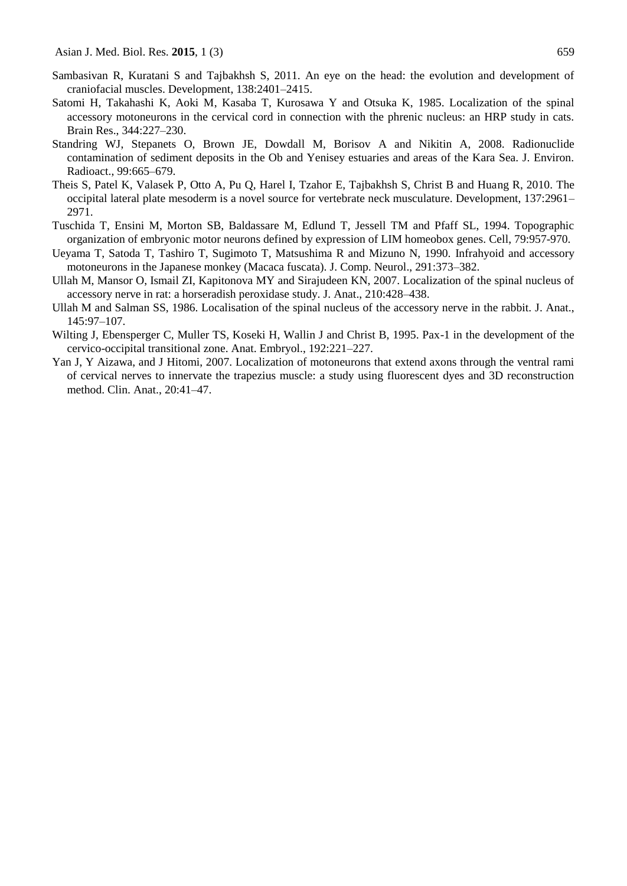Sambasivan R, Kuratani S and Tajbakhsh S, 2011. An eye on the head: the evolution and development of craniofacial muscles. Development, 138:2401–2415.

Satomi H, Takahashi K, Aoki M, Kasaba T, Kurosawa Y and Otsuka K, 1985. Localization of the spinal accessory motoneurons in the cervical cord in connection with the phrenic nucleus: an HRP study in cats. Brain Res., 344:227–230.

Standring WJ, Stepanets O, Brown JE, Dowdall M, Borisov A and Nikitin A, 2008. Radionuclide contamination of sediment deposits in the Ob and Yenisey estuaries and areas of the Kara Sea. J. Environ. Radioact., 99:665–679.

Theis S, Patel K, Valasek P, Otto A, Pu Q, Harel I, Tzahor E, Tajbakhsh S, Christ B and Huang R, 2010. The occipital lateral plate mesoderm is a novel source for vertebrate neck musculature. Development, 137:2961–2971.

Tuschida T, Ensini M, Morton SB, Baldassare M, Edlund T, Jessell TM and Pfaff SL, 1994. Topographic organization of embryonic motor neurons defined by expression of LIM homeobox genes. Cell, 79:957-970.

Ueyama T, Satoda T, Tashiro T, Sugimoto T, Matsushima R and Mizuno N, 1990. Infrahyoid and accessory motoneurons in the Japanese monkey (Macaca fuscata). J. Comp. Neurol., 291:373–382.

Ullah M, Mansor O, Ismail ZI, Kapitonova MY and Sirajudeen KN, 2007. Localization of the spinal nucleus of accessory nerve in rat: a horseradish peroxidase study. J. Anat., 210:428–438.

Ullah M and Salman SS, 1986. Localisation of the spinal nucleus of the accessory nerve in the rabbit. J. Anat., 145:97–107.

Wilting J, Ebensperger C, Muller TS, Koseki H, Wallin J and Christ B, 1995. Pax-1 in the development of the cervico-occipital transitional zone. Anat. Embryol., 192:221–227.

Yan J, Y Aizawa, and J Hitomi, 2007. Localization of motoneurons that extend axons through the ventral rami of cervical nerves to innervate the trapezius muscle: a study using fluorescent dyes and 3D reconstruction method. Clin. Anat., 20:41–47.